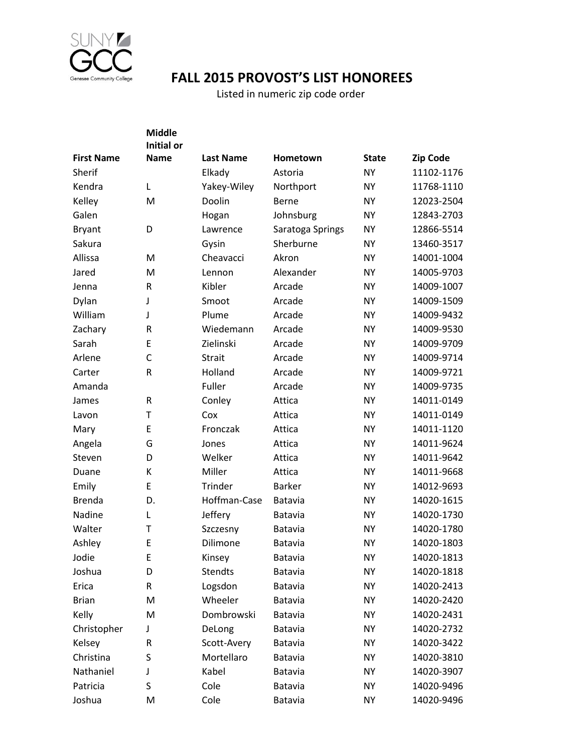# FALL 2015 PROVOST'S LIST HONOREES

Listed in numeric zip code order

| First Name | Middle Initial or Name | Last Name | Hometown | State | Zip Code |
|---|---|---|---|---|---|
| Sherif | | Elkady | Astoria | NY | 11102-1176 |
| Kendra | L | Yakey-Wiley | Northport | NY | 11768-1110 |
| Kelley | M | Doolin | Berne | NY | 12023-2504 |
| Galen | | Hogan | Johnsburg | NY | 12843-2703 |
| Bryant | D | Lawrence | Saratoga Springs | NY | 12866-5514 |
| Sakura | | Gysin | Sherburne | NY | 13460-3517 |
| Allissa | M | Cheavacci | Akron | NY | 14001-1004 |
| Jared | M | Lennon | Alexander | NY | 14005-9703 |
| Jenna | R | Kibler | Arcade | NY | 14009-1007 |
| Dylan | J | Smoot | Arcade | NY | 14009-1509 |
| William | J | Plume | Arcade | NY | 14009-9432 |
| Zachary | R | Wiedemann | Arcade | NY | 14009-9530 |
| Sarah | E | Zielinski | Arcade | NY | 14009-9709 |
| Arlene | C | Strait | Arcade | NY | 14009-9714 |
| Carter | R | Holland | Arcade | NY | 14009-9721 |
| Amanda | | Fuller | Arcade | NY | 14009-9735 |
| James | R | Conley | Attica | NY | 14011-0149 |
| Lavon | T | Cox | Attica | NY | 14011-0149 |
| Mary | E | Fronczak | Attica | NY | 14011-1120 |
| Angela | G | Jones | Attica | NY | 14011-9624 |
| Steven | D | Welker | Attica | NY | 14011-9642 |
| Duane | K | Miller | Attica | NY | 14011-9668 |
| Emily | E | Trinder | Barker | NY | 14012-9693 |
| Brenda | D. | Hoffman-Case | Batavia | NY | 14020-1615 |
| Nadine | L | Jeffery | Batavia | NY | 14020-1730 |
| Walter | T | Szczesny | Batavia | NY | 14020-1780 |
| Ashley | E | Dilimone | Batavia | NY | 14020-1803 |
| Jodie | E | Kinsey | Batavia | NY | 14020-1813 |
| Joshua | D | Stendts | Batavia | NY | 14020-1818 |
| Erica | R | Logsdon | Batavia | NY | 14020-2413 |
| Brian | M | Wheeler | Batavia | NY | 14020-2420 |
| Kelly | M | Dombrowski | Batavia | NY | 14020-2431 |
| Christopher | J | DeLong | Batavia | NY | 14020-2732 |
| Kelsey | R | Scott-Avery | Batavia | NY | 14020-3422 |
| Christina | S | Mortellaro | Batavia | NY | 14020-3810 |
| Nathaniel | J | Kabel | Batavia | NY | 14020-3907 |
| Patricia | S | Cole | Batavia | NY | 14020-9496 |
| Joshua | M | Cole | Batavia | NY | 14020-9496 |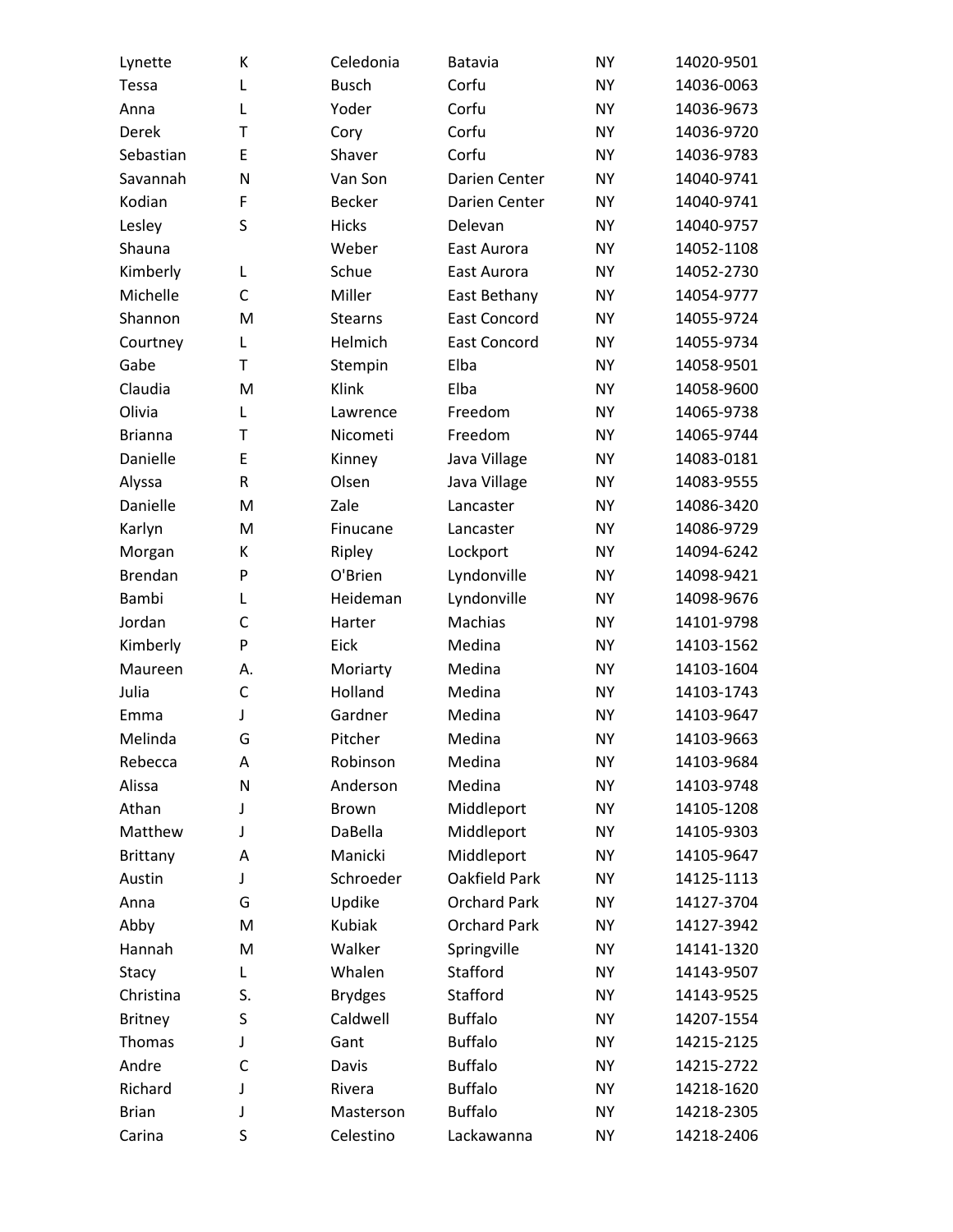| | | | | | |
|---|---|---|---|---|---|
| Lynette | K | Celedonia | Batavia | NY | 14020-9501 |
| Tessa | L | Busch | Corfu | NY | 14036-0063 |
| Anna | L | Yoder | Corfu | NY | 14036-9673 |
| Derek | T | Cory | Corfu | NY | 14036-9720 |
| Sebastian | E | Shaver | Corfu | NY | 14036-9783 |
| Savannah | N | Van Son | Darien Center | NY | 14040-9741 |
| Kodian | F | Becker | Darien Center | NY | 14040-9741 |
| Lesley | S | Hicks | Delevan | NY | 14040-9757 |
| Shauna | | Weber | East Aurora | NY | 14052-1108 |
| Kimberly | L | Schue | East Aurora | NY | 14052-2730 |
| Michelle | C | Miller | East Bethany | NY | 14054-9777 |
| Shannon | M | Stearns | East Concord | NY | 14055-9724 |
| Courtney | L | Helmich | East Concord | NY | 14055-9734 |
| Gabe | T | Stempin | Elba | NY | 14058-9501 |
| Claudia | M | Klink | Elba | NY | 14058-9600 |
| Olivia | L | Lawrence | Freedom | NY | 14065-9738 |
| Brianna | T | Nicometi | Freedom | NY | 14065-9744 |
| Danielle | E | Kinney | Java Village | NY | 14083-0181 |
| Alyssa | R | Olsen | Java Village | NY | 14083-9555 |
| Danielle | M | Zale | Lancaster | NY | 14086-3420 |
| Karlyn | M | Finucane | Lancaster | NY | 14086-9729 |
| Morgan | K | Ripley | Lockport | NY | 14094-6242 |
| Brendan | P | O'Brien | Lyndonville | NY | 14098-9421 |
| Bambi | L | Heideman | Lyndonville | NY | 14098-9676 |
| Jordan | C | Harter | Machias | NY | 14101-9798 |
| Kimberly | P | Eick | Medina | NY | 14103-1562 |
| Maureen | A. | Moriarty | Medina | NY | 14103-1604 |
| Julia | C | Holland | Medina | NY | 14103-1743 |
| Emma | J | Gardner | Medina | NY | 14103-9647 |
| Melinda | G | Pitcher | Medina | NY | 14103-9663 |
| Rebecca | A | Robinson | Medina | NY | 14103-9684 |
| Alissa | N | Anderson | Medina | NY | 14103-9748 |
| Athan | J | Brown | Middleport | NY | 14105-1208 |
| Matthew | J | DaBella | Middleport | NY | 14105-9303 |
| Brittany | A | Manicki | Middleport | NY | 14105-9647 |
| Austin | J | Schroeder | Oakfield Park | NY | 14125-1113 |
| Anna | G | Updike | Orchard Park | NY | 14127-3704 |
| Abby | M | Kubiak | Orchard Park | NY | 14127-3942 |
| Hannah | M | Walker | Springville | NY | 14141-1320 |
| Stacy | L | Whalen | Stafford | NY | 14143-9507 |
| Christina | S. | Brydges | Stafford | NY | 14143-9525 |
| Britney | S | Caldwell | Buffalo | NY | 14207-1554 |
| Thomas | J | Gant | Buffalo | NY | 14215-2125 |
| Andre | C | Davis | Buffalo | NY | 14215-2722 |
| Richard | J | Rivera | Buffalo | NY | 14218-1620 |
| Brian | J | Masterson | Buffalo | NY | 14218-2305 |
| Carina | S | Celestino | Lackawanna | NY | 14218-2406 |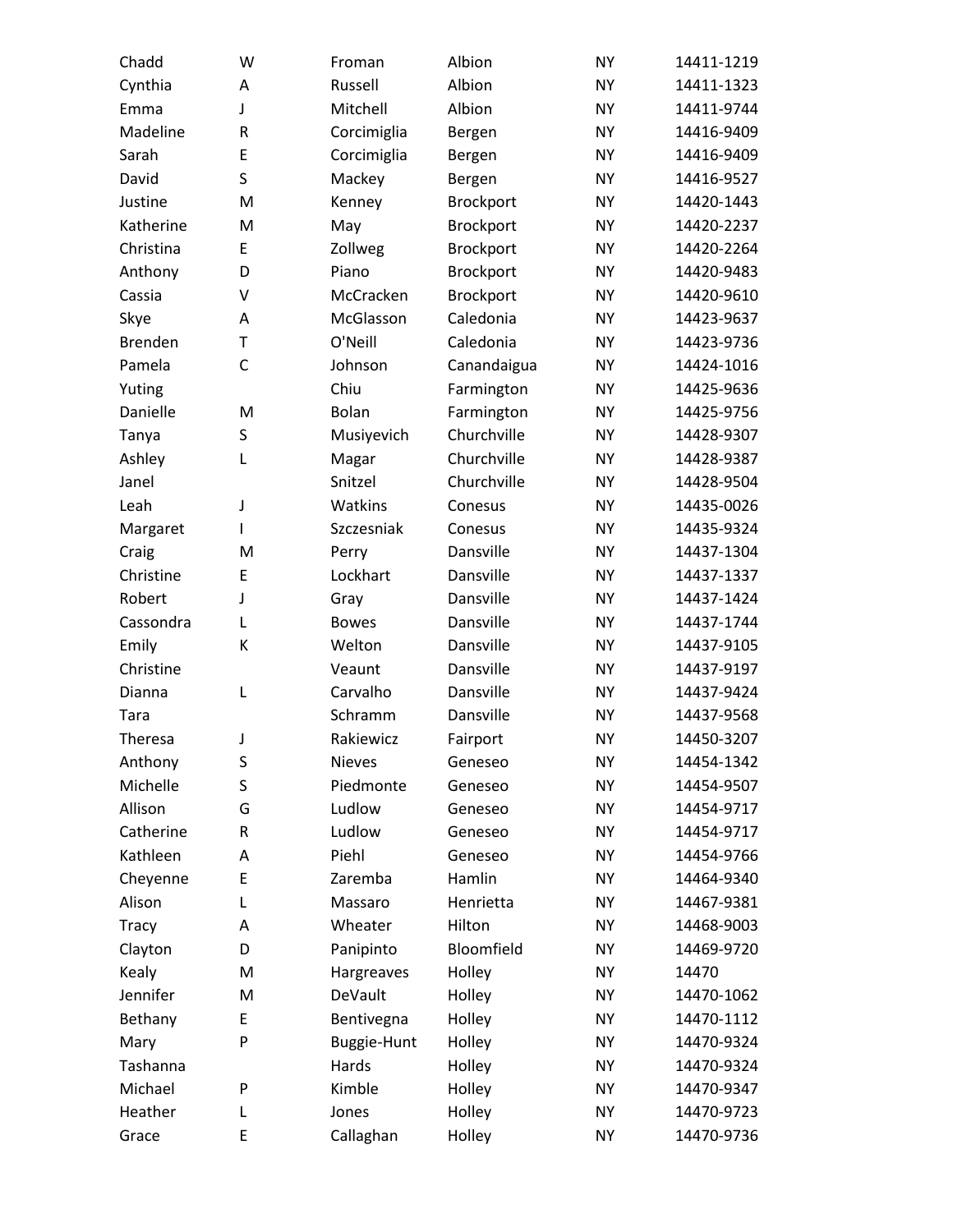| | | | | | |
|---|---|---|---|---|---|
| Chadd | W | Froman | Albion | NY | 14411-1219 |
| Cynthia | A | Russell | Albion | NY | 14411-1323 |
| Emma | J | Mitchell | Albion | NY | 14411-9744 |
| Madeline | R | Corcimiglia | Bergen | NY | 14416-9409 |
| Sarah | E | Corcimiglia | Bergen | NY | 14416-9409 |
| David | S | Mackey | Bergen | NY | 14416-9527 |
| Justine | M | Kenney | Brockport | NY | 14420-1443 |
| Katherine | M | May | Brockport | NY | 14420-2237 |
| Christina | E | Zollweg | Brockport | NY | 14420-2264 |
| Anthony | D | Piano | Brockport | NY | 14420-9483 |
| Cassia | V | McCracken | Brockport | NY | 14420-9610 |
| Skye | A | McGlasson | Caledonia | NY | 14423-9637 |
| Brenden | T | O'Neill | Caledonia | NY | 14423-9736 |
| Pamela | C | Johnson | Canandaigua | NY | 14424-1016 |
| Yuting | | Chiu | Farmington | NY | 14425-9636 |
| Danielle | M | Bolan | Farmington | NY | 14425-9756 |
| Tanya | S | Musiyevich | Churchville | NY | 14428-9307 |
| Ashley | L | Magar | Churchville | NY | 14428-9387 |
| Janel | | Snitzel | Churchville | NY | 14428-9504 |
| Leah | J | Watkins | Conesus | NY | 14435-0026 |
| Margaret | I | Szczesniak | Conesus | NY | 14435-9324 |
| Craig | M | Perry | Dansville | NY | 14437-1304 |
| Christine | E | Lockhart | Dansville | NY | 14437-1337 |
| Robert | J | Gray | Dansville | NY | 14437-1424 |
| Cassondra | L | Bowes | Dansville | NY | 14437-1744 |
| Emily | K | Welton | Dansville | NY | 14437-9105 |
| Christine | | Veaunt | Dansville | NY | 14437-9197 |
| Dianna | L | Carvalho | Dansville | NY | 14437-9424 |
| Tara | | Schramm | Dansville | NY | 14437-9568 |
| Theresa | J | Rakiewicz | Fairport | NY | 14450-3207 |
| Anthony | S | Nieves | Geneseo | NY | 14454-1342 |
| Michelle | S | Piedmonte | Geneseo | NY | 14454-9507 |
| Allison | G | Ludlow | Geneseo | NY | 14454-9717 |
| Catherine | R | Ludlow | Geneseo | NY | 14454-9717 |
| Kathleen | A | Piehl | Geneseo | NY | 14454-9766 |
| Cheyenne | E | Zaremba | Hamlin | NY | 14464-9340 |
| Alison | L | Massaro | Henrietta | NY | 14467-9381 |
| Tracy | A | Wheater | Hilton | NY | 14468-9003 |
| Clayton | D | Panipinto | Bloomfield | NY | 14469-9720 |
| Kealy | M | Hargreaves | Holley | NY | 14470 |
| Jennifer | M | DeVault | Holley | NY | 14470-1062 |
| Bethany | E | Bentivegna | Holley | NY | 14470-1112 |
| Mary | P | Buggie-Hunt | Holley | NY | 14470-9324 |
| Tashanna | | Hards | Holley | NY | 14470-9324 |
| Michael | P | Kimble | Holley | NY | 14470-9347 |
| Heather | L | Jones | Holley | NY | 14470-9723 |
| Grace | E | Callaghan | Holley | NY | 14470-9736 |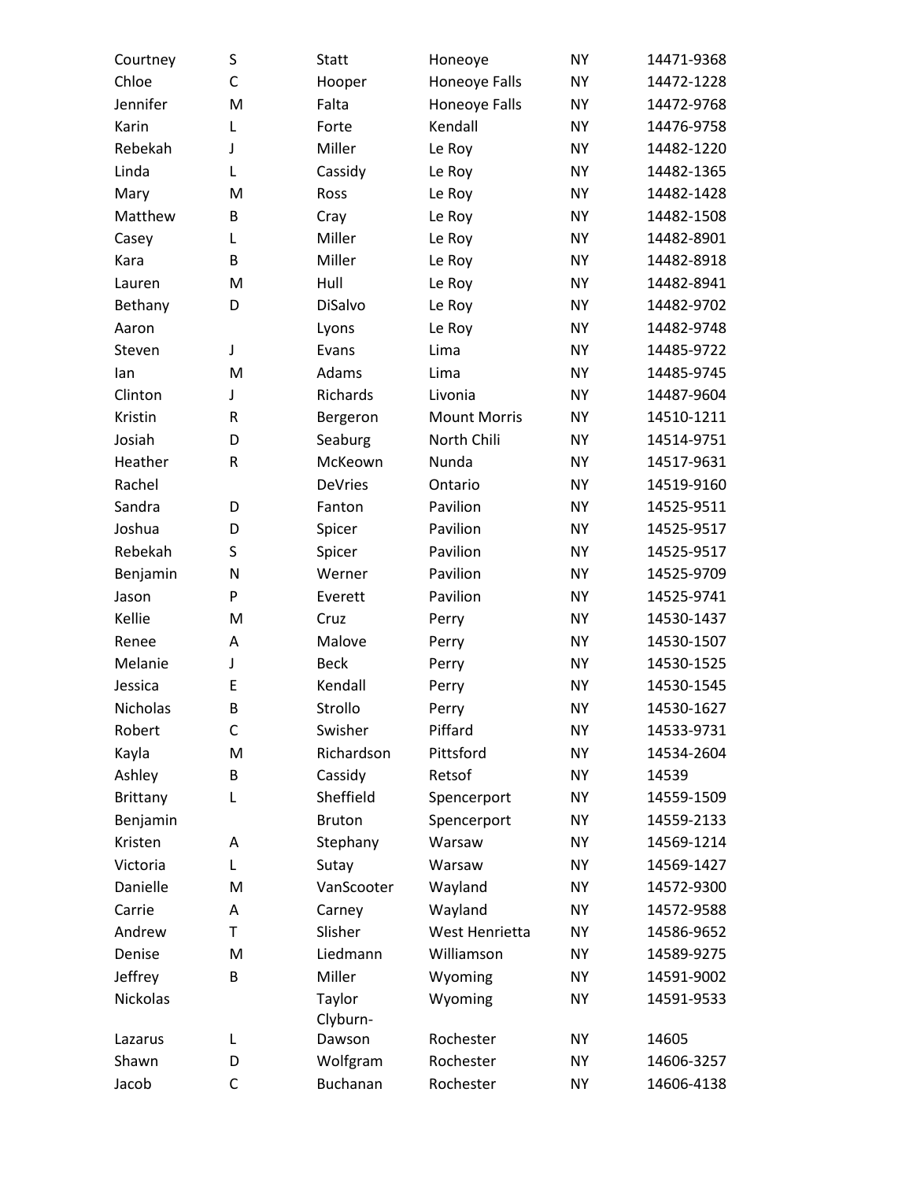| | | | | | |
|---|---|---|---|---|---|
| Courtney | S | Statt | Honeoye | NY | 14471-9368 |
| Chloe | C | Hooper | Honeoye Falls | NY | 14472-1228 |
| Jennifer | M | Falta | Honeoye Falls | NY | 14472-9768 |
| Karin | L | Forte | Kendall | NY | 14476-9758 |
| Rebekah | J | Miller | Le Roy | NY | 14482-1220 |
| Linda | L | Cassidy | Le Roy | NY | 14482-1365 |
| Mary | M | Ross | Le Roy | NY | 14482-1428 |
| Matthew | B | Cray | Le Roy | NY | 14482-1508 |
| Casey | L | Miller | Le Roy | NY | 14482-8901 |
| Kara | B | Miller | Le Roy | NY | 14482-8918 |
| Lauren | M | Hull | Le Roy | NY | 14482-8941 |
| Bethany | D | DiSalvo | Le Roy | NY | 14482-9702 |
| Aaron | | Lyons | Le Roy | NY | 14482-9748 |
| Steven | J | Evans | Lima | NY | 14485-9722 |
| Ian | M | Adams | Lima | NY | 14485-9745 |
| Clinton | J | Richards | Livonia | NY | 14487-9604 |
| Kristin | R | Bergeron | Mount Morris | NY | 14510-1211 |
| Josiah | D | Seaburg | North Chili | NY | 14514-9751 |
| Heather | R | McKeown | Nunda | NY | 14517-9631 |
| Rachel | | DeVries | Ontario | NY | 14519-9160 |
| Sandra | D | Fanton | Pavilion | NY | 14525-9511 |
| Joshua | D | Spicer | Pavilion | NY | 14525-9517 |
| Rebekah | S | Spicer | Pavilion | NY | 14525-9517 |
| Benjamin | N | Werner | Pavilion | NY | 14525-9709 |
| Jason | P | Everett | Pavilion | NY | 14525-9741 |
| Kellie | M | Cruz | Perry | NY | 14530-1437 |
| Renee | A | Malove | Perry | NY | 14530-1507 |
| Melanie | J | Beck | Perry | NY | 14530-1525 |
| Jessica | E | Kendall | Perry | NY | 14530-1545 |
| Nicholas | B | Strollo | Perry | NY | 14530-1627 |
| Robert | C | Swisher | Piffard | NY | 14533-9731 |
| Kayla | M | Richardson | Pittsford | NY | 14534-2604 |
| Ashley | B | Cassidy | Retsof | NY | 14539 |
| Brittany | L | Sheffield | Spencerport | NY | 14559-1509 |
| Benjamin | | Bruton | Spencerport | NY | 14559-2133 |
| Kristen | A | Stephany | Warsaw | NY | 14569-1214 |
| Victoria | L | Sutay | Warsaw | NY | 14569-1427 |
| Danielle | M | VanScooter | Wayland | NY | 14572-9300 |
| Carrie | A | Carney | Wayland | NY | 14572-9588 |
| Andrew | T | Slisher | West Henrietta | NY | 14586-9652 |
| Denise | M | Liedmann | Williamson | NY | 14589-9275 |
| Jeffrey | B | Miller | Wyoming | NY | 14591-9002 |
| Nickolas | | Taylor | Wyoming | NY | 14591-9533 |
| Lazarus | L | Clyburn-Dawson | Rochester | NY | 14605 |
| Shawn | D | Wolfgram | Rochester | NY | 14606-3257 |
| Jacob | C | Buchanan | Rochester | NY | 14606-4138 |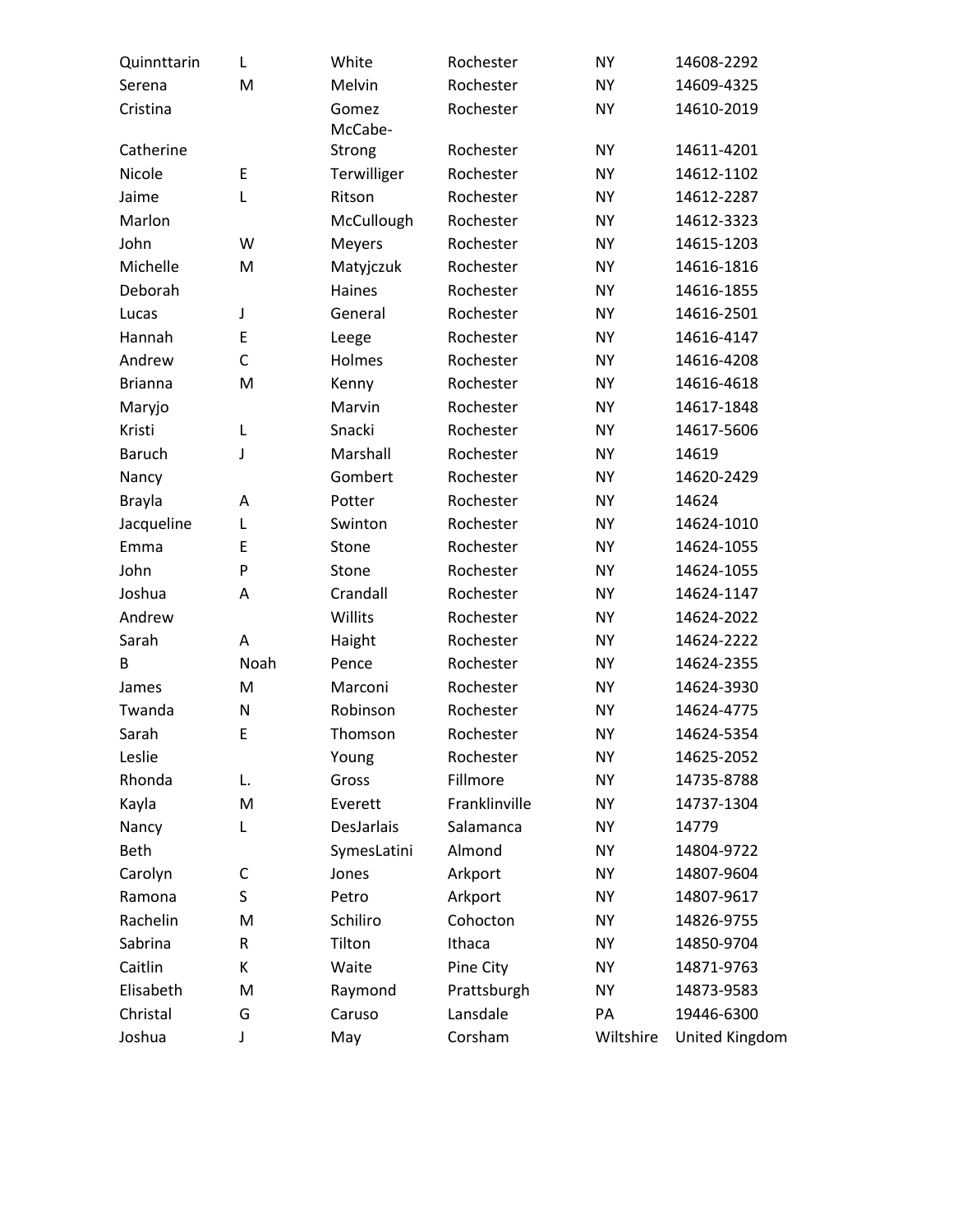| | | | | | |
|---|---|---|---|---|---|
| Quinnttarin | L | White | Rochester | NY | 14608-2292 |
| Serena | M | Melvin | Rochester | NY | 14609-4325 |
| Cristina | | Gomez | Rochester | NY | 14610-2019 |
| Catherine | | McCabe-Strong | Rochester | NY | 14611-4201 |
| Nicole | E | Terwilliger | Rochester | NY | 14612-1102 |
| Jaime | L | Ritson | Rochester | NY | 14612-2287 |
| Marlon | | McCullough | Rochester | NY | 14612-3323 |
| John | W | Meyers | Rochester | NY | 14615-1203 |
| Michelle | M | Matyjczuk | Rochester | NY | 14616-1816 |
| Deborah | | Haines | Rochester | NY | 14616-1855 |
| Lucas | J | General | Rochester | NY | 14616-2501 |
| Hannah | E | Leege | Rochester | NY | 14616-4147 |
| Andrew | C | Holmes | Rochester | NY | 14616-4208 |
| Brianna | M | Kenny | Rochester | NY | 14616-4618 |
| Maryjo | | Marvin | Rochester | NY | 14617-1848 |
| Kristi | L | Snacki | Rochester | NY | 14617-5606 |
| Baruch | J | Marshall | Rochester | NY | 14619 |
| Nancy | | Gombert | Rochester | NY | 14620-2429 |
| Brayla | A | Potter | Rochester | NY | 14624 |
| Jacqueline | L | Swinton | Rochester | NY | 14624-1010 |
| Emma | E | Stone | Rochester | NY | 14624-1055 |
| John | P | Stone | Rochester | NY | 14624-1055 |
| Joshua | A | Crandall | Rochester | NY | 14624-1147 |
| Andrew | | Willits | Rochester | NY | 14624-2022 |
| Sarah | A | Haight | Rochester | NY | 14624-2222 |
| B | Noah | Pence | Rochester | NY | 14624-2355 |
| James | M | Marconi | Rochester | NY | 14624-3930 |
| Twanda | N | Robinson | Rochester | NY | 14624-4775 |
| Sarah | E | Thomson | Rochester | NY | 14624-5354 |
| Leslie | | Young | Rochester | NY | 14625-2052 |
| Rhonda | L. | Gross | Fillmore | NY | 14735-8788 |
| Kayla | M | Everett | Franklinville | NY | 14737-1304 |
| Nancy | L | DesJarlais | Salamanca | NY | 14779 |
| Beth | | SymesLatini | Almond | NY | 14804-9722 |
| Carolyn | C | Jones | Arkport | NY | 14807-9604 |
| Ramona | S | Petro | Arkport | NY | 14807-9617 |
| Rachelin | M | Schiliro | Cohocton | NY | 14826-9755 |
| Sabrina | R | Tilton | Ithaca | NY | 14850-9704 |
| Caitlin | K | Waite | Pine City | NY | 14871-9763 |
| Elisabeth | M | Raymond | Prattsburgh | NY | 14873-9583 |
| Christal | G | Caruso | Lansdale | PA | 19446-6300 |
| Joshua | J | May | Corsham | Wiltshire | United Kingdom |